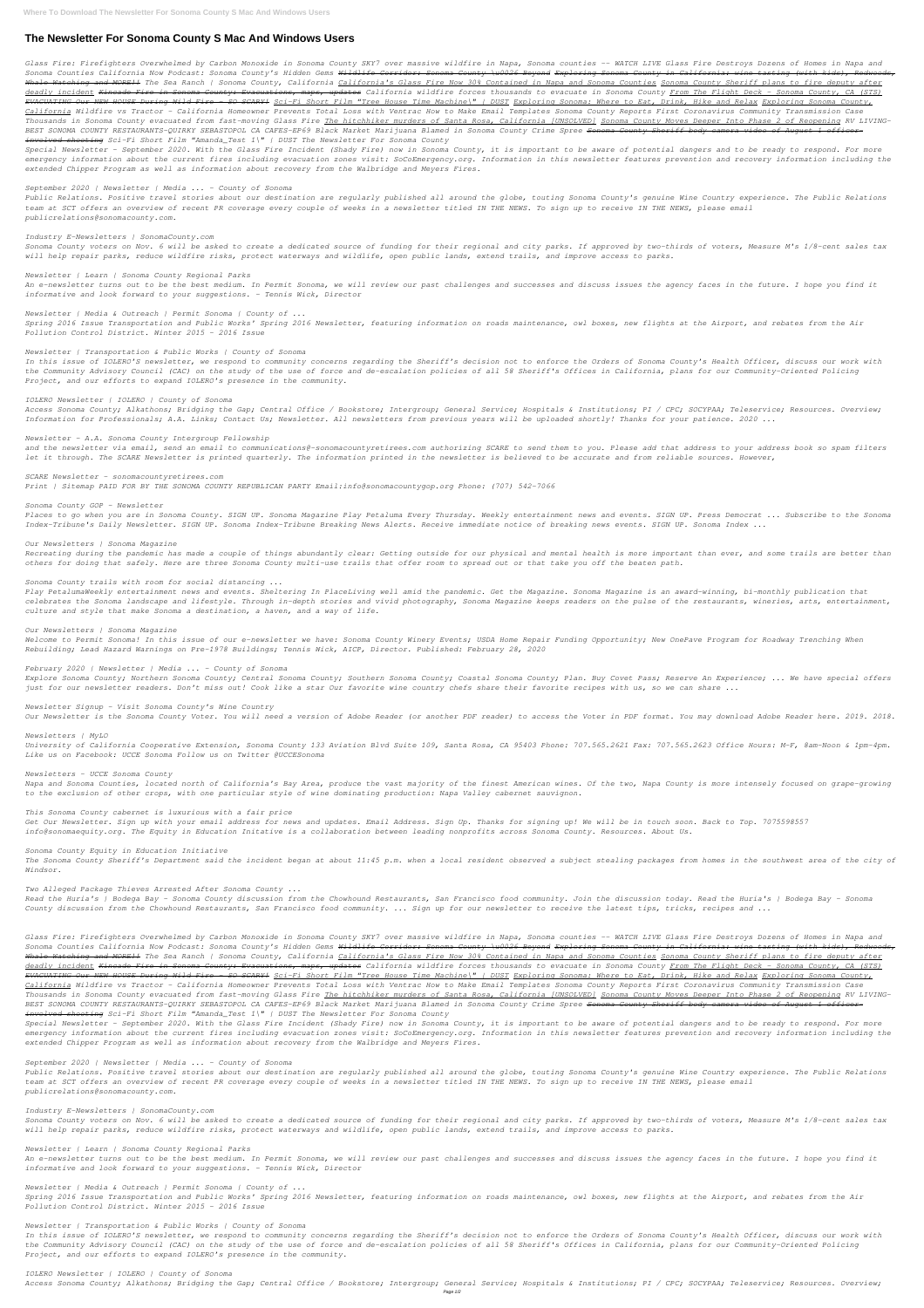# The Newsletter For Sonoma County S Mac And Windows Users

*Glass Fire: Firefighters Overwhelmed by Carbon Monoxide in Sonoma County SKY7 over massive wildfire in Napa, Sonoma counties -- WATCH LIVE Glass Fire Destroys Dozens of Homes in Napa and Sonoma Counties California Now Podcast: Sonoma County's Hidden Gems ~~Wildlife Corridor: Sonoma County \u0026 Beyond~~ ~~Exploring Sonoma County in California: wine tasting (with kids), Redwoods, Whale Watching and MORE!!~~ The Sea Ranch | Sonoma County, California California's Glass Fire Now 30% Contained in Napa and Sonoma Counties Sonoma County Sheriff plans to fire deputy after deadly incident ~~Kincade Fire in Sonoma County: Evacuations, maps, updates~~ California wildfire forces thousands to evacuate in Sonoma County From The Flight Deck – Sonoma County, CA (STS) EVACUATING Our NEW HOUSE During Wild Fire - SO SCARY! Sci-Fi Short Film "Tree House Time Machine\" | DUST Exploring Sonoma: Where to Eat, Drink, Hike and Relax Exploring Sonoma County, California Wildfire vs Tractor - California Homeowner Prevents Total Loss with Ventrac How to Make Email Templates Sonoma County Reports First Coronavirus Community Transmission Case Thousands in Sonoma County evacuated from fast-moving Glass Fire The hitchhiker murders of Santa Rosa, California [UNSOLVED] Sonoma County Moves Deeper Into Phase 2 of Reopening RV LIVING-BEST SONOMA COUNTY RESTAURANTS-QUIRKY SEBASTOPOL CA CAFES-EP69 Black Market Marijuana Blamed in Sonoma County Crime Spree ~~Sonoma County Sheriff body camera video of August 1 officer-involved shooting~~ Sci-Fi Short Film "Amanda_Test 1\" | DUST The Newsletter For Sonoma County*

*Special Newsletter - September 2020. With the Glass Fire Incident (Shady Fire) now in Sonoma County, it is important to be aware of potential dangers and to be ready to respond. For more emergency information about the current fires including evacuation zones visit: SoCoEmergency.org. Information in this newsletter features prevention and recovery information including the extended Chipper Program as well as information about recovery from the Walbridge and Meyers Fires.*

*September 2020 | Newsletter | Media ... - County of Sonoma*

*Public Relations. Positive travel stories about our destination are regularly published all around the globe, touting Sonoma County's genuine Wine Country experience. The Public Relations team at SCT offers an overview of recent PR coverage every couple of weeks in a newsletter titled IN THE NEWS. To sign up to receive IN THE NEWS, please email publicrelations@sonomacounty.com.*

*Industry E-Newsletters | SonomaCounty.com*

*Sonoma County voters on Nov. 6 will be asked to create a dedicated source of funding for their regional and city parks. If approved by two-thirds of voters, Measure M's 1/8-cent sales tax will help repair parks, reduce wildfire risks, protect waterways and wildlife, open public lands, extend trails, and improve access to parks.*

*Newsletter | Learn | Sonoma County Regional Parks*

*An e-newsletter turns out to be the best medium. In Permit Sonoma, we will review our past challenges and successes and discuss issues the agency faces in the future. I hope you find it informative and look forward to your suggestions. - Tennis Wick, Director*

*Newsletter | Media & Outreach | Permit Sonoma | County of ...*

*Spring 2016 Issue Transportation and Public Works' Spring 2016 Newsletter, featuring information on roads maintenance, owl boxes, new flights at the Airport, and rebates from the Air Pollution Control District. Winter 2015 - 2016 Issue*

*Newsletter | Transportation & Public Works | County of Sonoma*

*In this issue of IOLERO'S newsletter, we respond to community concerns regarding the Sheriff's decision not to enforce the Orders of Sonoma County's Health Officer, discuss our work with the Community Advisory Council (CAC) on the study of the use of force and de-escalation policies of all 58 Sheriff's Offices in California, plans for our Community-Oriented Policing Project, and our efforts to expand IOLERO's presence in the community.*

*IOLERO Newsletter | IOLERO | County of Sonoma*

*Access Sonoma County; Alkathons; Bridging the Gap; Central Office / Bookstore; Intergroup; General Service; Hospitals & Institutions; PI / CPC; SOCYPAA; Teleservice; Resources. Overview; Information for Professionals; A.A. Links; Contact Us; Newsletter. All newsletters from previous years will be uploaded shortly! Thanks for your patience. 2020 ...*

*Newsletter - A.A. Sonoma County Intergroup Fellowship*

*and the newsletter via email, send an email to communications@-sonomacountyretirees.com authorizing SCARE to send them to you. Please add that address to your address book so spam filters let it through. The SCARE Newsletter is printed quarterly. The information printed in the newsletter is believed to be accurate and from reliable sources. However,*

*SCARE Newsletter - sonomacountyretirees.com*

*Print | Sitemap PAID FOR BY THE SONOMA COUNTY REPUBLICAN PARTY Email:info@sonomacountygop.org Phone: (707) 542-7066*

*Sonoma County GOP - Newsletter*

*Places to go when you are in Sonoma County. SIGN UP. Sonoma Magazine Play Petaluma Every Thursday. Weekly entertainment news and events. SIGN UP. Press Democrat ... Subscribe to the Sonoma Index-Tribune's Daily Newsletter. SIGN UP. Sonoma Index-Tribune Breaking News Alerts. Receive immediate notice of breaking news events. SIGN UP. Sonoma Index ...*

*Our Newsletters | Sonoma Magazine*

*Recreating during the pandemic has made a couple of things abundantly clear: Getting outside for our physical and mental health is more important than ever, and some trails are better than others for doing that safely. Here are three Sonoma County multi-use trails that offer room to spread out or that take you off the beaten path.*

*Sonoma County trails with room for social distancing ...*

*Play PetalumaWeekly entertainment news and events. Sheltering In PlaceLiving well amid the pandemic. Get the Magazine. Sonoma Magazine is an award-winning, bi-monthly publication that celebrates the Sonoma landscape and lifestyle. Through in-depth stories and vivid photography, Sonoma Magazine keeps readers on the pulse of the restaurants, wineries, arts, entertainment, culture and style that make Sonoma a destination, a haven, and a way of life.*

*Our Newsletters | Sonoma Magazine*

*Welcome to Permit Sonoma! In this issue of our e-newsletter we have: Sonoma County Winery Events; USDA Home Repair Funding Opportunity; New OnePave Program for Roadway Trenching When Rebuilding; Lead Hazard Warnings on Pre-1978 Buildings; Tennis Wick, AICP, Director. Published: February 28, 2020*

*February 2020 | Newsletter | Media ... - County of Sonoma*

*Explore Sonoma County; Northern Sonoma County; Central Sonoma County; Southern Sonoma County; Coastal Sonoma County; Plan. Buy Covet Pass; Reserve An Experience; ... We have special offers just for our newsletter readers. Don't miss out! Cook like a star Our favorite wine country chefs share their favorite recipes with us, so we can share ...*

*Newsletter Signup - Visit Sonoma County's Wine Country*

*Our Newsletter is the Sonoma County Voter. You will need a version of Adobe Reader (or another PDF reader) to access the Voter in PDF format. You may download Adobe Reader here. 2019. 2018.*

*Newsletters | MyLO*

*University of California Cooperative Extension, Sonoma County 133 Aviation Blvd Suite 109, Santa Rosa, CA 95403 Phone: 707.565.2621 Fax: 707.565.2623 Office Hours: M-F, 8am-Noon & 1pm-4pm. Like us on Facebook: UCCE Sonoma Follow us on Twitter @UCCESonoma*

*Newsletters - UCCE Sonoma County*

*Napa and Sonoma Counties, located north of California's Bay Area, produce the vast majority of the finest American wines. Of the two, Napa County is more intensely focused on grape-growing to the exclusion of other crops, with one particular style of wine dominating production: Napa Valley cabernet sauvignon.*

*This Sonoma County cabernet is luxurious with a fair price*

*Get Our Newsletter. Sign up with your email address for news and updates. Email Address. Sign Up. Thanks for signing up! We will be in touch soon. Back to Top. 7075598557 info@sonomaequity.org. The Equity in Education Initative is a collaboration between leading nonprofits across Sonoma County. Resources. About Us.*

*Sonoma County Equity in Education Initiative*

*The Sonoma County Sheriff's Department said the incident began at about 11:45 p.m. when a local resident observed a subject stealing packages from homes in the southwest area of the city of Windsor.*

*Two Alleged Package Thieves Arrested After Sonoma County ...*

*Read the Huria's | Bodega Bay - Sonoma County discussion from the Chowhound Restaurants, San Francisco food community. Join the discussion today. Read the Huria's | Bodega Bay - Sonoma County discussion from the Chowhound Restaurants, San Francisco food community. ... Sign up for our newsletter to receive the latest tips, tricks, recipes and ...*

*Glass Fire: Firefighters Overwhelmed by Carbon Monoxide in Sonoma County SKY7 over massive wildfire in Napa, Sonoma counties -- WATCH LIVE Glass Fire Destroys Dozens of Homes in Napa and Sonoma Counties California Now Podcast: Sonoma County's Hidden Gems ~~Wildlife Corridor: Sonoma County \u0026 Beyond~~ ~~Exploring Sonoma County in California: wine tasting (with kids), Redwoods, Whale Watching and MORE!!~~ The Sea Ranch | Sonoma County, California California's Glass Fire Now 30% Contained in Napa and Sonoma Counties Sonoma County Sheriff plans to fire deputy after deadly incident ~~Kincade Fire in Sonoma County: Evacuations, maps, updates~~ California wildfire forces thousands to evacuate in Sonoma County From The Flight Deck – Sonoma County, CA (STS) EVACUATING Our NEW HOUSE During Wild Fire - SO SCARY! Sci-Fi Short Film "Tree House Time Machine\" | DUST Exploring Sonoma: Where to Eat, Drink, Hike and Relax Exploring Sonoma County, California Wildfire vs Tractor - California Homeowner Prevents Total Loss with Ventrac How to Make Email Templates Sonoma County Reports First Coronavirus Community Transmission Case Thousands in Sonoma County evacuated from fast-moving Glass Fire The hitchhiker murders of Santa Rosa, California [UNSOLVED] Sonoma County Moves Deeper Into Phase 2 of Reopening RV LIVING-BEST SONOMA COUNTY RESTAURANTS-QUIRKY SEBASTOPOL CA CAFES-EP69 Black Market Marijuana Blamed in Sonoma County Crime Spree ~~Sonoma County Sheriff body camera video of August 1 officer-involved shooting~~ Sci-Fi Short Film "Amanda_Test 1\" | DUST The Newsletter For Sonoma County*

*Special Newsletter - September 2020. With the Glass Fire Incident (Shady Fire) now in Sonoma County, it is important to be aware of potential dangers and to be ready to respond. For more emergency information about the current fires including evacuation zones visit: SoCoEmergency.org. Information in this newsletter features prevention and recovery information including the extended Chipper Program as well as information about recovery from the Walbridge and Meyers Fires.*

*September 2020 | Newsletter | Media ... - County of Sonoma*

*Public Relations. Positive travel stories about our destination are regularly published all around the globe, touting Sonoma County's genuine Wine Country experience. The Public Relations team at SCT offers an overview of recent PR coverage every couple of weeks in a newsletter titled IN THE NEWS. To sign up to receive IN THE NEWS, please email publicrelations@sonomacounty.com.*

*Industry E-Newsletters | SonomaCounty.com*

*Sonoma County voters on Nov. 6 will be asked to create a dedicated source of funding for their regional and city parks. If approved by two-thirds of voters, Measure M's 1/8-cent sales tax will help repair parks, reduce wildfire risks, protect waterways and wildlife, open public lands, extend trails, and improve access to parks.*

*Newsletter | Learn | Sonoma County Regional Parks*

*An e-newsletter turns out to be the best medium. In Permit Sonoma, we will review our past challenges and successes and discuss issues the agency faces in the future. I hope you find it informative and look forward to your suggestions. - Tennis Wick, Director*

*Newsletter | Media & Outreach | Permit Sonoma | County of ...*

*Spring 2016 Issue Transportation and Public Works' Spring 2016 Newsletter, featuring information on roads maintenance, owl boxes, new flights at the Airport, and rebates from the Air Pollution Control District. Winter 2015 - 2016 Issue*

*Newsletter | Transportation & Public Works | County of Sonoma*

*In this issue of IOLERO'S newsletter, we respond to community concerns regarding the Sheriff's decision not to enforce the Orders of Sonoma County's Health Officer, discuss our work with the Community Advisory Council (CAC) on the study of the use of force and de-escalation policies of all 58 Sheriff's Offices in California, plans for our Community-Oriented Policing Project, and our efforts to expand IOLERO's presence in the community.*

*IOLERO Newsletter | IOLERO | County of Sonoma*

*Access Sonoma County; Alkathons; Bridging the Gap; Central Office / Bookstore; Intergroup; General Service; Hospitals & Institutions; PI / CPC; SOCYPAA; Teleservice; Resources. Overview;*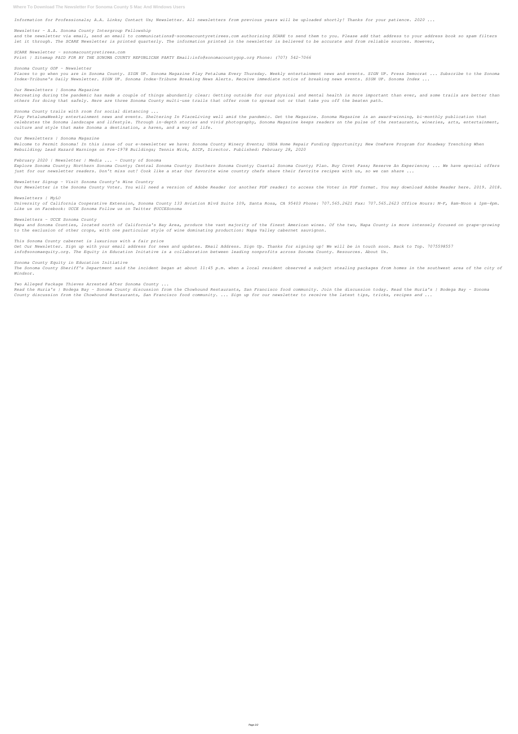Information for Professionals; A.A. Links; Contact Us; Newsletter. All newsletters from previous years will be uploaded shortly! Thanks for your patience. 2020 ...

*Newsletter – A.A. Sonoma County Intergroup Fellowship*

and the newsletter via email, send an email to communications@-sonomacountyretirees.com authorizing SCARE to send them to you. Please add that address to your address book so spam filters let it through. The SCARE Newsletter is printed quarterly. The information printed in the newsletter is believed to be accurate and from reliable sources. However,

*SCARE Newsletter - sonomacountyretirees.com*

Print | Sitemap PAID FOR BY THE SONOMA COUNTY REPUBLICAN PARTY Email:info@sonomacountygop.org Phone: (707) 542-7066

*Sonoma County GOP - Newsletter*

Places to go when you are in Sonoma County. SIGN UP. Sonoma Magazine Play Petaluma Every Thursday. Weekly entertainment news and events. SIGN UP. Press Democrat ... Subscribe to the Sonoma Index-Tribune's Daily Newsletter. SIGN UP. Sonoma Index-Tribune Breaking News Alerts. Receive immediate notice of breaking news events. SIGN UP. Sonoma Index ...

*Our Newsletters | Sonoma Magazine*

Recreating during the pandemic has made a couple of things abundantly clear: Getting outside for our physical and mental health is more important than ever, and some trails are better than others for doing that safely. Here are three Sonoma County multi-use trails that offer room to spread out or that take you off the beaten path.

*Sonoma County trails with room for social distancing ...*

Play PetalumaWeekly entertainment news and events. Sheltering In PlaceLiving well amid the pandemic. Get the Magazine. Sonoma Magazine is an award-winning, bi-monthly publication that celebrates the Sonoma landscape and lifestyle. Through in-depth stories and vivid photography, Sonoma Magazine keeps readers on the pulse of the restaurants, wineries, arts, entertainment, culture and style that make Sonoma a destination, a haven, and a way of life.

*Our Newsletters | Sonoma Magazine*

Welcome to Permit Sonoma! In this issue of our e-newsletter we have: Sonoma County Winery Events; USDA Home Repair Funding Opportunity; New OnePave Program for Roadway Trenching When Rebuilding; Lead Hazard Warnings on Pre-1978 Buildings; Tennis Wick, AICP, Director. Published: February 28, 2020

*February 2020 | Newsletter | Media ... - County of Sonoma*

Explore Sonoma County; Northern Sonoma County; Central Sonoma County; Southern Sonoma County; Coastal Sonoma County; Plan. Buy Covet Pass; Reserve An Experience; ... We have special offers just for our newsletter readers. Don't miss out! Cook like a star Our favorite wine country chefs share their favorite recipes with us, so we can share ...

*Newsletter Signup - Visit Sonoma County's Wine Country*

Our Newsletter is the Sonoma County Voter. You will need a version of Adobe Reader (or another PDF reader) to access the Voter in PDF format. You may download Adobe Reader here. 2019. 2018.

*Newsletters | MyLO*

University of California Cooperative Extension, Sonoma County 133 Aviation Blvd Suite 109, Santa Rosa, CA 95403 Phone: 707.565.2621 Fax: 707.565.2623 Office Hours: M-F, 8am-Noon & 1pm-4pm. Like us on Facebook: UCCE Sonoma Follow us on Twitter @UCCESonoma

*Newsletters - UCCE Sonoma County*

Napa and Sonoma Counties, located north of California's Bay Area, produce the vast majority of the finest American wines. Of the two, Napa County is more intensely focused on grape-growing to the exclusion of other crops, with one particular style of wine dominating production: Napa Valley cabernet sauvignon.

*This Sonoma County cabernet is luxurious with a fair price*

Get Our Newsletter. Sign up with your email address for news and updates. Email Address. Sign Up. Thanks for signing up! We will be in touch soon. Back to Top. 7075598557 info@sonomaequity.org. The Equity in Education Initative is a collaboration between leading nonprofits across Sonoma County. Resources. About Us.

*Sonoma County Equity in Education Initiative*

The Sonoma County Sheriff's Department said the incident began at about 11:45 p.m. when a local resident observed a subject stealing packages from homes in the southwest area of the city of Windsor.

*Two Alleged Package Thieves Arrested After Sonoma County ...*

Read the Huria's | Bodega Bay - Sonoma County discussion from the Chowhound Restaurants, San Francisco food community. Join the discussion today. Read the Huria's | Bodega Bay - Sonoma County discussion from the Chowhound Restaurants, San Francisco food community. ... Sign up for our newsletter to receive the latest tips, tricks, recipes and ...